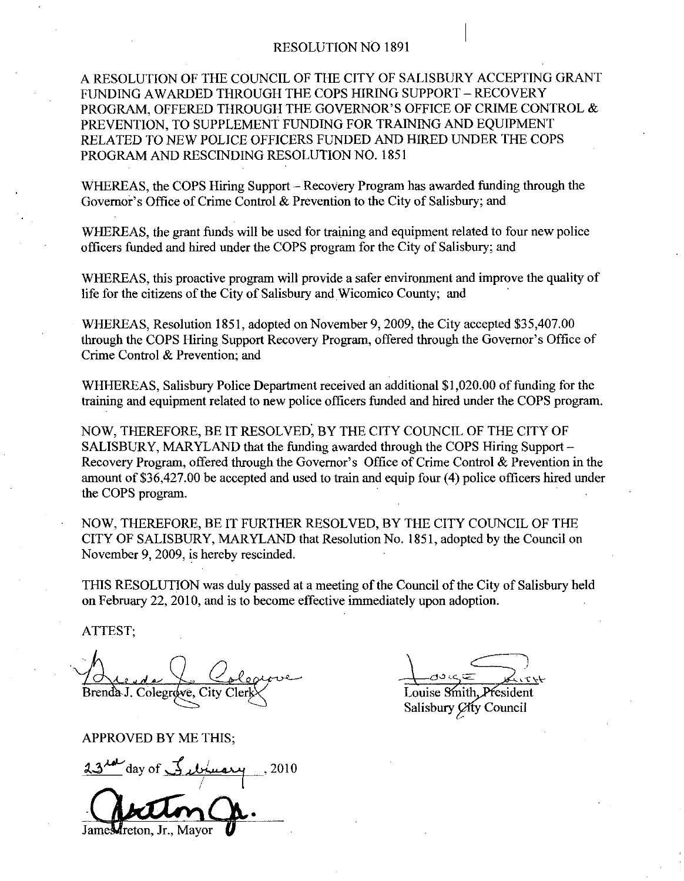# RESOLUTION NO 1891

A RESOLUTION OF THE COUNCIL OF THE CITY OF SALISBURY ACCEPTING GRANT FUNDING AWARDED THROUGH THE COPS HIRING SUPPORT – RECOVERY PROGRAM, OFFERED THROUGH THE GOVERNOR'S OFFICE OF CRIME CONTROL & PREVENTION, TO SUPPLEMENT FUNDING FOR TRAINING AND EQUIPMENT RELATED TO NEW POLICE OFFICERS FUNDED AND HIRED UNDER THE COPS PROGRAM AND RESCINDING RESOLUTION NO. 1851

WHEREAS, the COPS Hiring Support – Recovery Program has awarded funding through the Governor's Office of Crime Control & Prevention to the City of Salisbury; and

WHEREAS, the grant funds will be used for training and equipment related to four new police officers funded and hired under the COPS program for the City of Salisbury; and

WHEREAS, this proactive program will provide a safer environment and improve the quality of life for the citizens of the City of Salisbury and Wicomico County; and

WHEREAS, Resolution 1851, adopted on November 9, 2009, the City accepted $35,407.00 through the COPS Hiring Support Recovery Program, offered through the Governor's Office of Crime Control & Prevention; and

WHHEREAS, Salisbury Police Department received an additional $1,020.00 of funding for the training and equipment related to new police officers funded and hired under the COPS program.

NOW, THEREFORE, BE IT RESOLVED, BY THE CITY COUNCIL OF THE CITY OF SALISBURY, MARYLAND that the funding awarded through the COPS Hiring Support – Recovery Program, offered through the Governor's Office of Crime Control & Prevention in the amount of $36,427.00 be accepted and used to train and equip four (4) police officers hired under the COPS program.

NOW, THEREFORE, BE IT FURTHER RESOLVED, BY THE CITY COUNCIL OF THE CITY OF SALISBURY, MARYLAND that Resolution No. 1851, adopted by the Council on November 9, 2009, is hereby rescinded.

THIS RESOLUTION was duly passed at a meeting of the Council of the City of Salisbury held on February 22, 2010, and is to become effective immediately upon adoption.

ATTEST;

Brenda J. Colegrove, City Clerk

Louise Smith, President
Salisbury City Council

APPROVED BY ME THIS;

23rd day of February, 2010

James Ireton, Jr., Mayor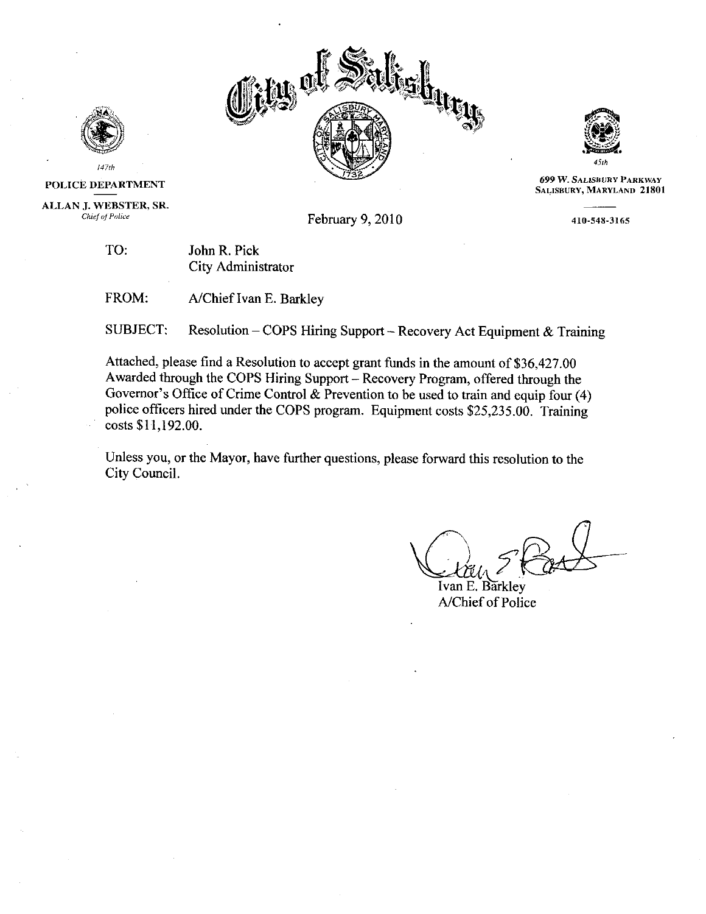# City of Salisbury

147th

**POLICE DEPARTMENT**

**ALLAN J. WEBSTER, SR.**
*Chief of Police*

45th

**699 W. SALISBURY PARKWAY**
**SALISBURY, MARYLAND 21801**

**410-548-3165**

February 9, 2010

TO: John R. Pick
City Administrator

FROM: A/Chief Ivan E. Barkley

SUBJECT: Resolution – COPS Hiring Support – Recovery Act Equipment & Training

Attached, please find a Resolution to accept grant funds in the amount of $36,427.00 Awarded through the COPS Hiring Support – Recovery Program, offered through the Governor's Office of Crime Control & Prevention to be used to train and equip four (4) police officers hired under the COPS program. Equipment costs $25,235.00. Training costs $11,192.00.

Unless you, or the Mayor, have further questions, please forward this resolution to the City Council.

Ivan E. Barkley
A/Chief of Police